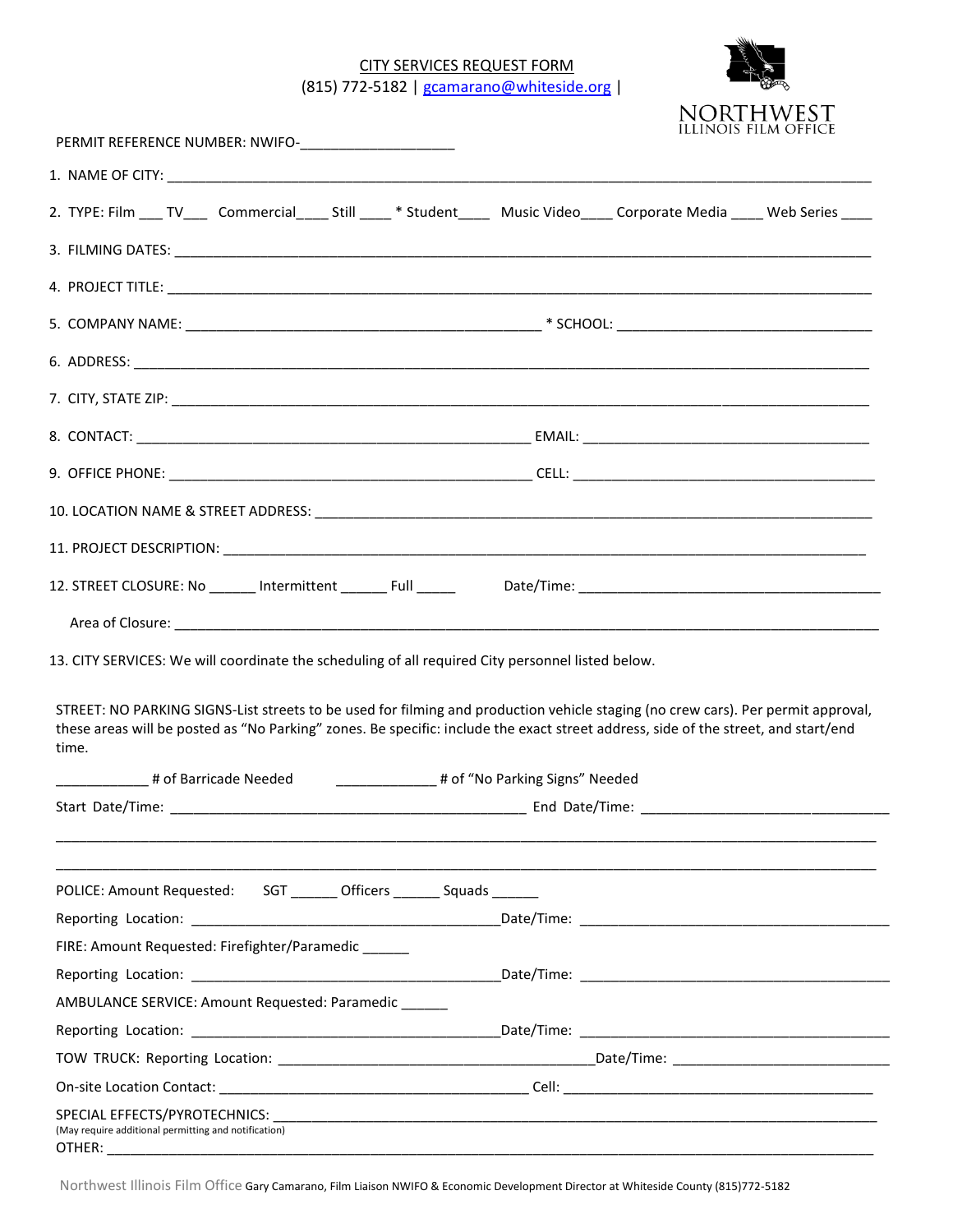CITY SERVICES REQUEST FORM

(815) 772-5182 | gcamarano@whiteside.org |

NORTHWEST ILLINOIS FILM OFFICE

PERMIT REFERENCE NUMBER: NWIFO-___________________

1. NAME OF CITY: ________________________________________________________________________________

2. TYPE: Film ___ TV___ Commercial____ Still ____ * Student____ Music Video____ Corporate Media ____ Web Series ____

3. FILMING DATES: ________________________________________________________________________________

4. PROJECT TITLE: ________________________________________________________________________________

5. COMPANY NAME: ____________________________________________ * SCHOOL: _______________________________

6. ADDRESS: ______________________________________________________________________________________

7. CITY, STATE ZIP: ________________________________________________________________________________

8. CONTACT: _________________________________________________ EMAIL: ____________________________________

9. OFFICE PHONE: ____________________________________________ CELL: ______________________________________

10. LOCATION NAME & STREET ADDRESS: ___________________________________________________________________

11. PROJECT DESCRIPTION: ____________________________________________________________________________

12. STREET CLOSURE: No ______ Intermittent ______ Full _____ Date/Time: _____________________________________

Area of Closure: _________________________________________________________________________________

13. CITY SERVICES: We will coordinate the scheduling of all required City personnel listed below.

STREET: NO PARKING SIGNS-List streets to be used for filming and production vehicle staging (no crew cars). Per permit approval, these areas will be posted as "No Parking" zones. Be specific: include the exact street address, side of the street, and start/end time.

____________ # of Barricade Needed ____________ # of "No Parking Signs" Needed

Start Date/Time: ______________________________________________ End Date/Time: _______________________________

__________________________________________________________________________________________________

__________________________________________________________________________________________________

POLICE: Amount Requested: SGT ______ Officers ______ Squads ______

Reporting Location: _______________________________________Date/Time: ________________________________________

FIRE: Amount Requested: Firefighter/Paramedic ______

Reporting Location: _______________________________________Date/Time: ________________________________________

AMBULANCE SERVICE: Amount Requested: Paramedic ______

Reporting Location: _______________________________________Date/Time: ________________________________________

TOW TRUCK: Reporting Location: __________________________________________Date/Time: ____________________________

On-site Location Contact: _________________________________________ Cell: ________________________________________

SPECIAL EFFECTS/PYROTECHNICS: _____________________________________________________________________________
(May require additional permitting and notification)

OTHER: _____________________________________________________________________________________________________

Northwest Illinois Film Office Gary Camarano, Film Liaison NWIFO & Economic Development Director at Whiteside County (815)772-5182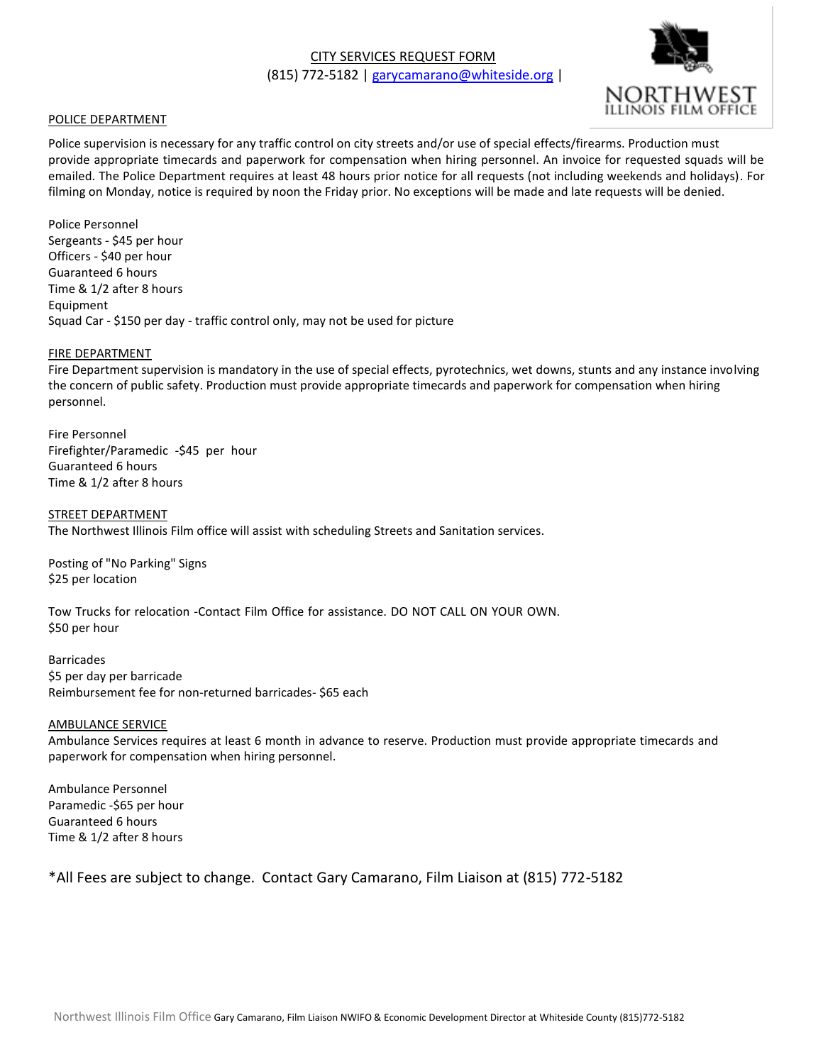# CITY SERVICES REQUEST FORM

(815) 772-5182 | garycamarano@whiteside.org |

## POLICE DEPARTMENT

Police supervision is necessary for any traffic control on city streets and/or use of special effects/firearms. Production must provide appropriate timecards and paperwork for compensation when hiring personnel. An invoice for requested squads will be emailed. The Police Department requires at least 48 hours prior notice for all requests (not including weekends and holidays). For filming on Monday, notice is required by noon the Friday prior. No exceptions will be made and late requests will be denied.

Police Personnel
Sergeants - $45 per hour
Officers - $40 per hour
Guaranteed 6 hours
Time & 1/2 after 8 hours
Equipment
Squad Car - $150 per day - traffic control only, may not be used for picture

## FIRE DEPARTMENT

Fire Department supervision is mandatory in the use of special effects, pyrotechnics, wet downs, stunts and any instance involving the concern of public safety. Production must provide appropriate timecards and paperwork for compensation when hiring personnel.

Fire Personnel
Firefighter/Paramedic -$45 per hour
Guaranteed 6 hours
Time & 1/2 after 8 hours

## STREET DEPARTMENT

The Northwest Illinois Film office will assist with scheduling Streets and Sanitation services.

Posting of "No Parking" Signs
$25 per location

Tow Trucks for relocation -Contact Film Office for assistance. DO NOT CALL ON YOUR OWN.
$50 per hour

Barricades
$5 per day per barricade
Reimbursement fee for non-returned barricades- $65 each

## AMBULANCE SERVICE

Ambulance Services requires at least 6 month in advance to reserve. Production must provide appropriate timecards and paperwork for compensation when hiring personnel.

Ambulance Personnel
Paramedic -$65 per hour
Guaranteed 6 hours
Time & 1/2 after 8 hours

*All Fees are subject to change. Contact Gary Camarano, Film Liaison at (815) 772-5182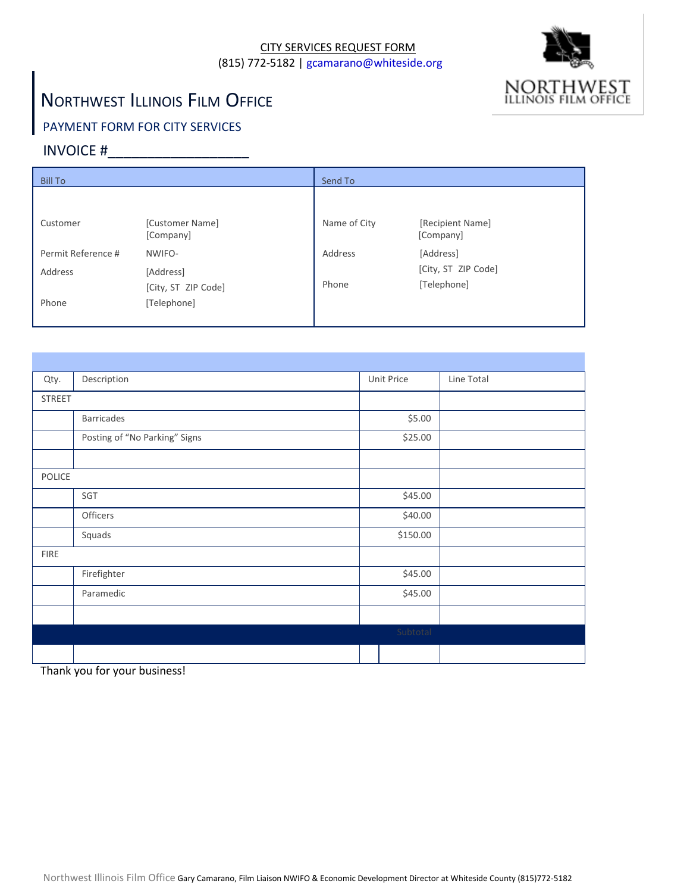CITY SERVICES REQUEST FORM
(815) 772-5182 | gcamarano@whiteside.org

# Northwest Illinois Film Office

## PAYMENT FORM FOR CITY SERVICES

## INVOICE #___________________

| Bill To | | Send To | |
|---|---|---|---|
| Customer | [Customer Name] [Company] | Name of City | [Recipient Name] [Company] |
| Permit Reference # | NWIFO- | Address | [Address] [City, ST ZIP Code] |
| Address | [Address] [City, ST ZIP Code] | Phone | [Telephone] |
| Phone | [Telephone] | | |

| Qty. | Description | Unit Price | Line Total |
|---|---|---|---|
| STREET | | | |
| | Barricades | $5.00 | |
| | Posting of "No Parking" Signs | $25.00 | |
| | | | |
| POLICE | | | |
| | SGT | $45.00 | |
| | Officers | $40.00 | |
| | Squads | $150.00 | |
| FIRE | | | |
| | Firefighter | $45.00 | |
| | Paramedic | $45.00 | |
| | | | |
| | | Subtotal | |
| | | | |

Thank you for your business!

Northwest Illinois Film Office Gary Camarano, Film Liaison NWIFO & Economic Development Director at Whiteside County (815)772-5182